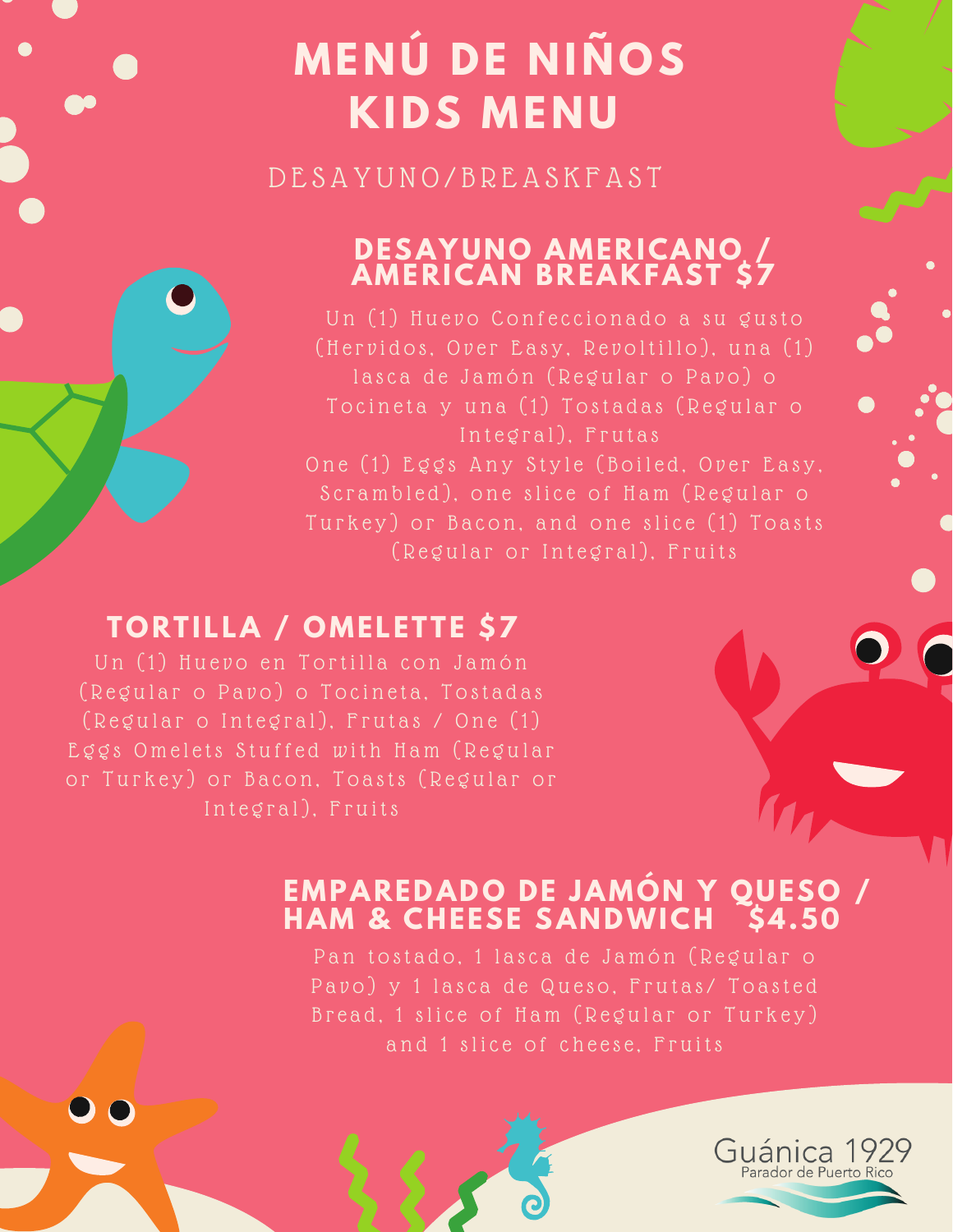# MENÚ DE NIÑOS
# KIDS MENU

DESAYUNO/BREASKFAST

## DESAYUNO AMERICANO / AMERICAN BREAKFAST $7

Un (1) Huevo Confeccionado a su gusto (Hervidos, Over Easy, Revoltillo), una (1) lasca de Jamón (Regular o Pavo) o Tocineta y una (1) Tostadas (Regular o Integral), Frutas
One (1) Eggs Any Style (Boiled, Over Easy, Scrambled), one slice of Ham (Regular o Turkey) or Bacon, and one slice (1) Toasts (Regular or Integral), Fruits

## TORTILLA / OMELETTE $7

Un (1) Huevo en Tortilla con Jamón (Regular o Pavo) o Tocineta, Tostadas (Regular o Integral), Frutas / One (1) Eggs Omelets Stuffed with Ham (Regular or Turkey) or Bacon, Toasts (Regular or Integral), Fruits

## EMPAREDADO DE JAMÓN Y QUESO / HAM & CHEESE SANDWICH $4.50

Pan tostado, 1 lasca de Jamón (Regular o Pavo) y 1 lasca de Queso, Frutas/ Toasted Bread, 1 slice of Ham (Regular or Turkey) and 1 slice of cheese, Fruits

Guánica 1929
Parador de Puerto Rico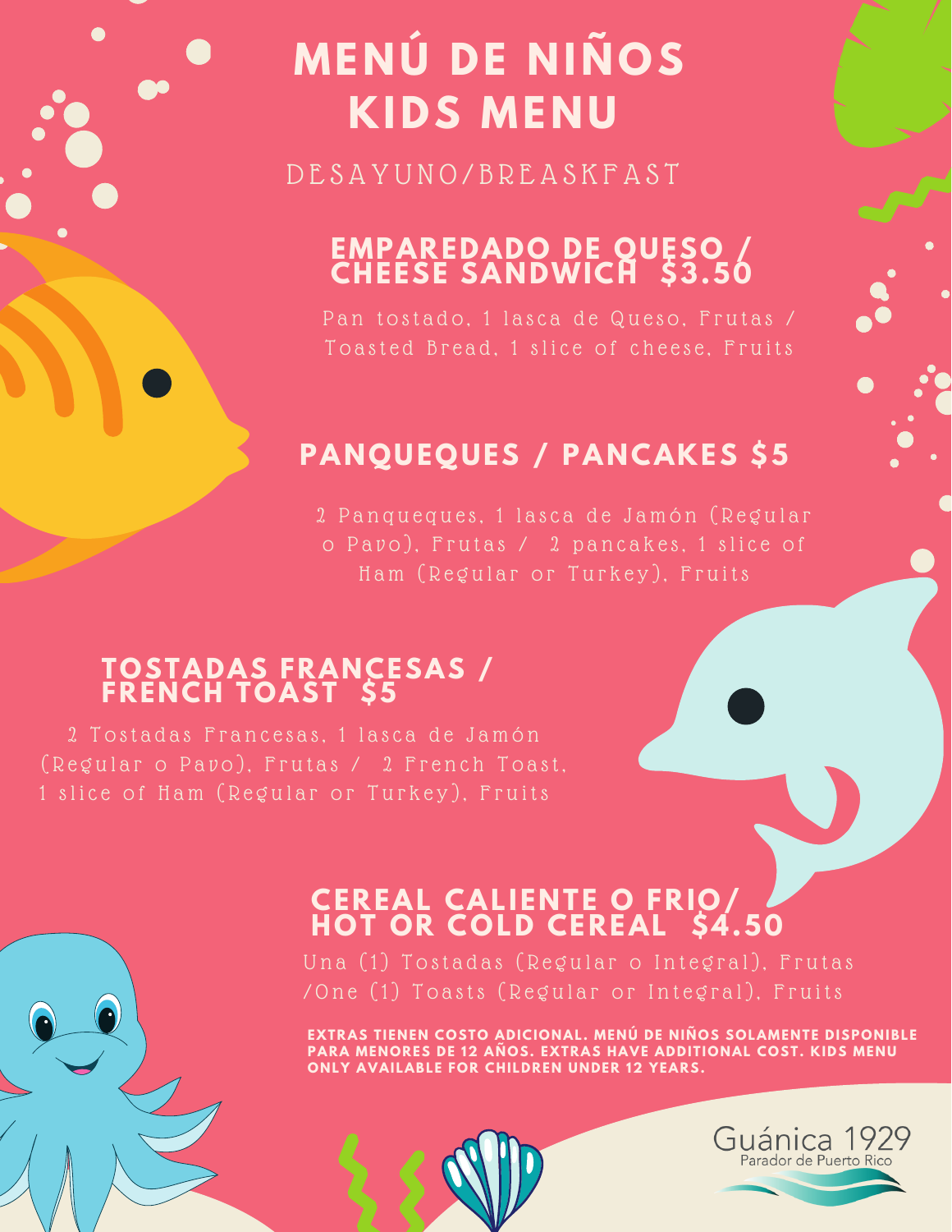# MENÚ DE NIÑOS
# KIDS MENU

DESAYUNO/BREASKFAST

## EMPAREDADO DE QUESO / CHEESE SANDWICH $3.50

Pan tostado, 1 lasca de Queso, Frutas / Toasted Bread, 1 slice of cheese, Fruits

## PANQUEQUES / PANCAKES $5

2 Panqueques, 1 lasca de Jamón (Regular o Pavo), Frutas / 2 pancakes, 1 slice of Ham (Regular or Turkey), Fruits

## TOSTADAS FRANCESAS / FRENCH TOAST $5

2 Tostadas Francesas, 1 lasca de Jamón (Regular o Pavo), Frutas / 2 French Toast, 1 slice of Ham (Regular or Turkey), Fruits

## CEREAL CALIENTE O FRIO/ HOT OR COLD CEREAL $4.50

Una (1) Tostadas (Regular o Integral), Frutas /One (1) Toasts (Regular or Integral), Fruits

**EXTRAS TIENEN COSTO ADICIONAL. MENÚ DE NIÑOS SOLAMENTE DISPONIBLE PARA MENORES DE 12 AÑOS. EXTRAS HAVE ADDITIONAL COST. KIDS MENU ONLY AVAILABLE FOR CHILDREN UNDER 12 YEARS.**

Guánica 1929
Parador de Puerto Rico